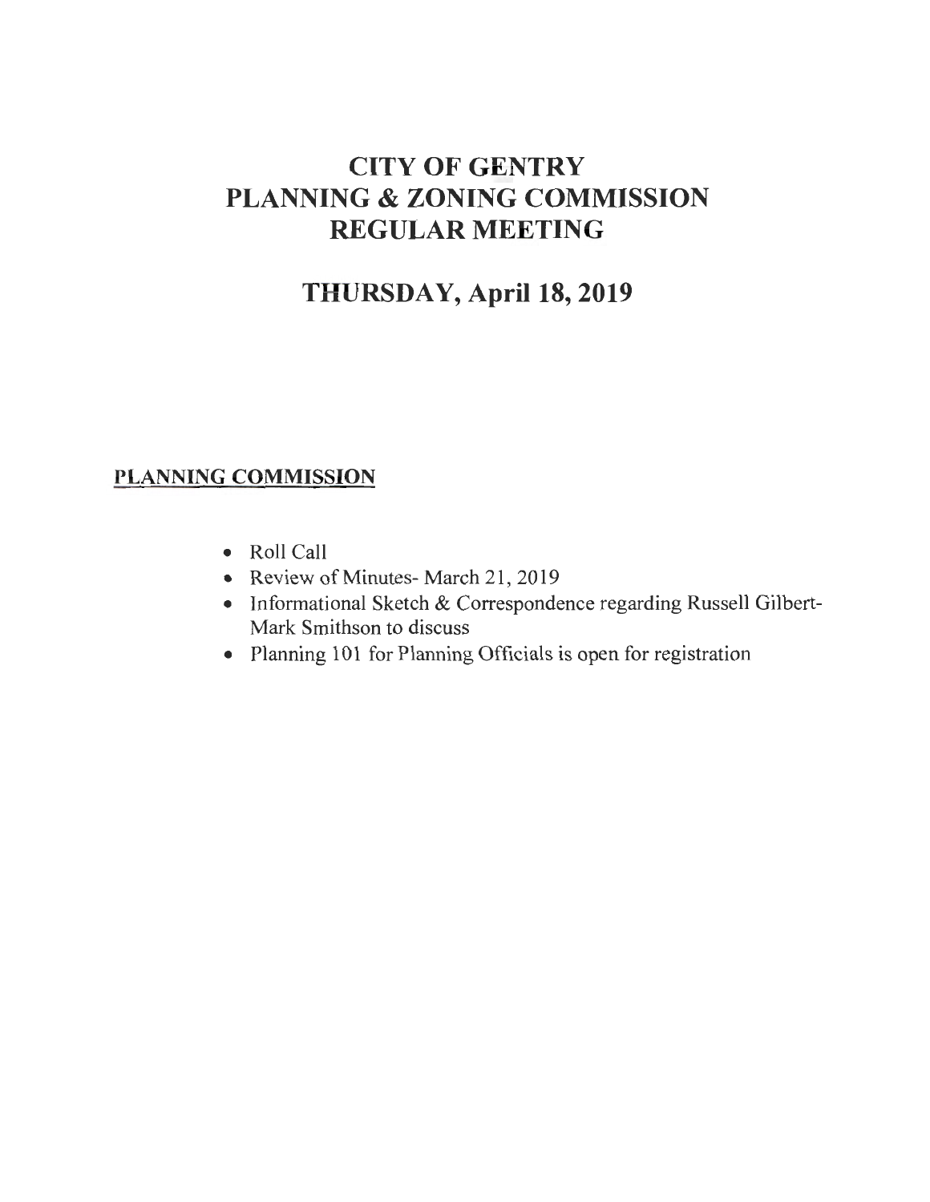# CITY OF GENTRY
# PLANNING & ZONING COMMISSION
# REGULAR MEETING

## THURSDAY, April 18, 2019

### PLANNING COMMISSION

- Roll Call
- Review of Minutes- March 21, 2019
- Informational Sketch & Correspondence regarding Russell Gilbert-Mark Smithson to discuss
- Planning 101 for Planning Officials is open for registration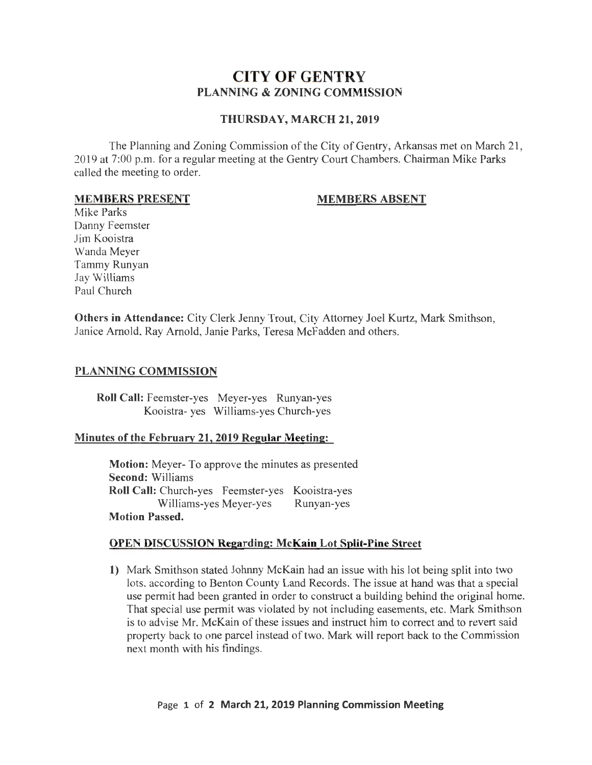# CITY OF GENTRY

## PLANNING & ZONING COMMISSION

### THURSDAY, MARCH 21, 2019

The Planning and Zoning Commission of the City of Gentry, Arkansas met on March 21, 2019 at 7:00 p.m. for a regular meeting at the Gentry Court Chambers. Chairman Mike Parks called the meeting to order.

| **MEMBERS PRESENT** | **MEMBERS ABSENT** |
|---|---|
| Mike Parks | |
| Danny Feemster | |
| Jim Kooistra | |
| Wanda Meyer | |
| Tammy Runyan | |
| Jay Williams | |
| Paul Church | |

**Others in Attendance:** City Clerk Jenny Trout, City Attorney Joel Kurtz, Mark Smithson, Janice Arnold, Ray Arnold, Janie Parks, Teresa McFadden and others.

## PLANNING COMMISSION

**Roll Call:** Feemster-yes Meyer-yes Runyan-yes
Kooistra- yes Williams-yes Church-yes

### Minutes of the February 21, 2019 Regular Meeting:

**Motion:** Meyer- To approve the minutes as presented
**Second:** Williams
**Roll Call:** Church-yes Feemster-yes Kooistra-yes
Williams-yes Meyer-yes Runyan-yes
**Motion Passed.**

### OPEN DISCUSSION Regarding: McKain Lot Split-Pine Street

1) Mark Smithson stated Johnny McKain had an issue with his lot being split into two lots, according to Benton County Land Records. The issue at hand was that a special use permit had been granted in order to construct a building behind the original home. That special use permit was violated by not including easements, etc. Mark Smithson is to advise Mr. McKain of these issues and instruct him to correct and to revert said property back to one parcel instead of two. Mark will report back to the Commission next month with his findings.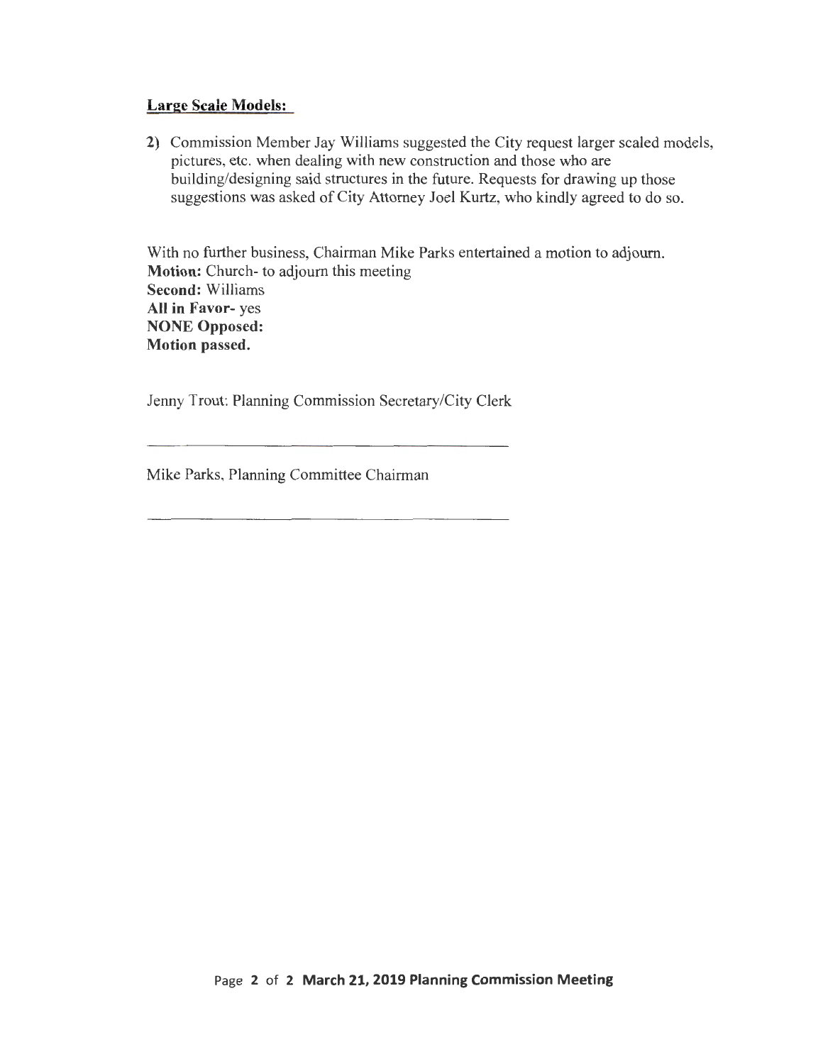## Large Scale Models:

2) Commission Member Jay Williams suggested the City request larger scaled models, pictures, etc. when dealing with new construction and those who are building/designing said structures in the future. Requests for drawing up those suggestions was asked of City Attorney Joel Kurtz, who kindly agreed to do so.

With no further business, Chairman Mike Parks entertained a motion to adjourn.
**Motion:** Church- to adjourn this meeting
**Second:** Williams
**All in Favor-** yes
**NONE Opposed:**
**Motion passed.**

Jenny Trout: Planning Commission Secretary/City Clerk

______________________________

Mike Parks, Planning Committee Chairman

______________________________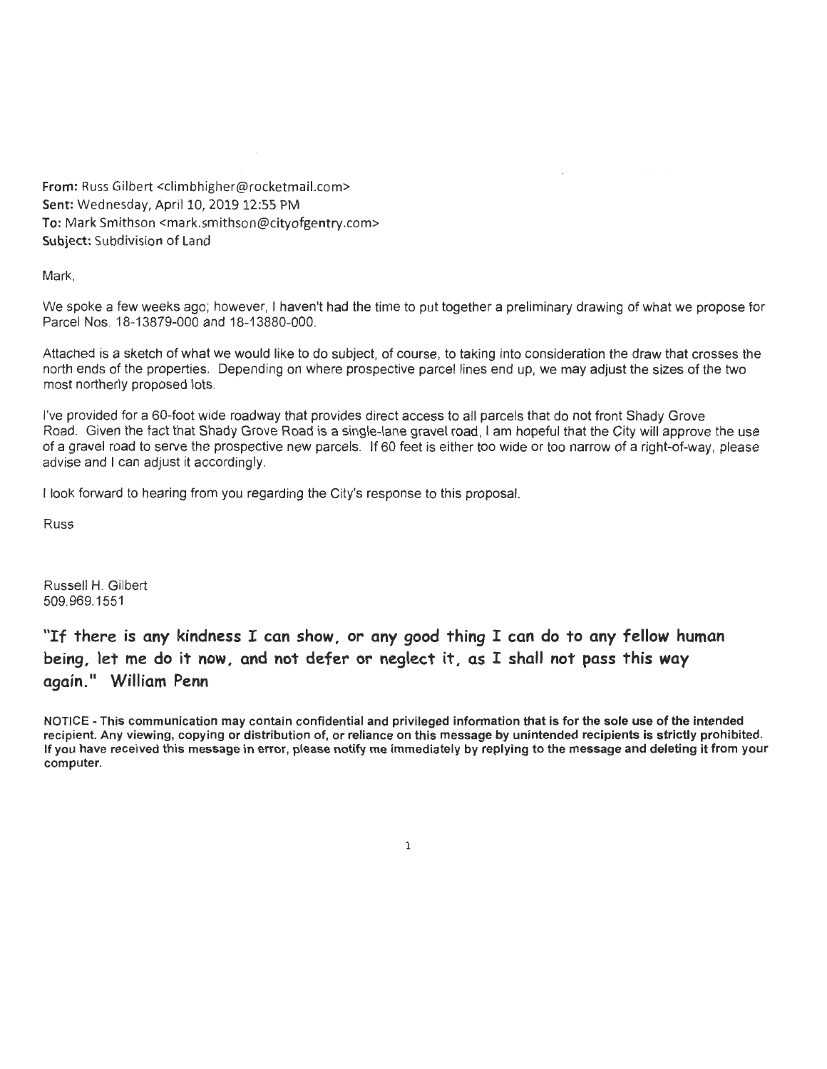**From:** Russ Gilbert <climbhigher@rocketmail.com>
**Sent:** Wednesday, April 10, 2019 12:55 PM
**To:** Mark Smithson <mark.smithson@cityofgentry.com>
**Subject:** Subdivision of Land

Mark,

We spoke a few weeks ago; however, I haven't had the time to put together a preliminary drawing of what we propose for Parcel Nos. 18-13879-000 and 18-13880-000.

Attached is a sketch of what we would like to do subject, of course, to taking into consideration the draw that crosses the north ends of the properties. Depending on where prospective parcel lines end up, we may adjust the sizes of the two most northerly proposed lots.

I've provided for a 60-foot wide roadway that provides direct access to all parcels that do not front Shady Grove Road. Given the fact that Shady Grove Road is a single-lane gravel road, I am hopeful that the City will approve the use of a gravel road to serve the prospective new parcels. If 60 feet is either too wide or too narrow of a right-of-way, please advise and I can adjust it accordingly.

I look forward to hearing from you regarding the City's response to this proposal.

Russ

Russell H. Gilbert
509.969.1551

**"If there is any kindness I can show, or any good thing I can do to any fellow human being, let me do it now, and not defer or neglect it, as I shall not pass this way again." William Penn**

**NOTICE - This communication may contain confidential and privileged information that is for the sole use of the intended recipient. Any viewing, copying or distribution of, or reliance on this message by unintended recipients is strictly prohibited. If you have received this message in error, please notify me immediately by replying to the message and deleting it from your computer.**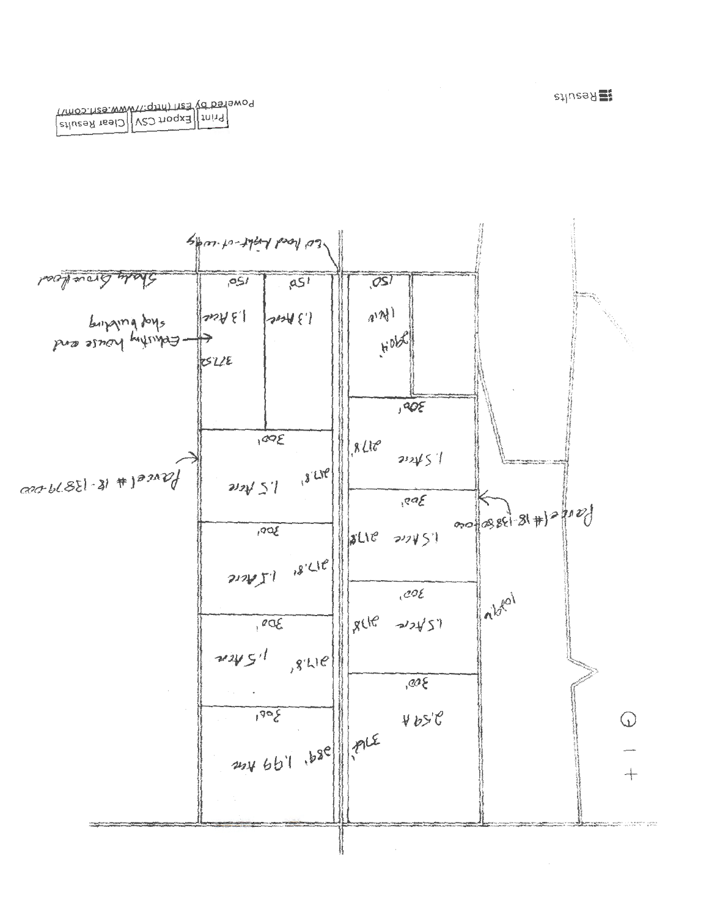Results

Print | Export CSV | Clear Results

Powered by Esri (http://www.esri.com/)

60' Road Right-of-Way

Shady Grove Road

Existing house and shop building

Parcel # 18-13879-000

Parcel # 18-13880-000

| | | | |
|---|---|---|---|
| 150' | 150' | 150' | |
| 1.3 Acre 377.52' | 1.3 Acre | 1 Acre 290.4' | |
| 300' 1.5 Acre 217.8' | | 300' 1.5 Acre 217.8' | |
| 300' 1.5 Acre 217.8' | | 300' 1.5 Acre 217.8' | |
| 300' 1.5 Acre 217.8' | | 300' 1.5 Acre 217.8' | |
| 300' 1.99 Acre 289' | | 300' 2.59 A 374' | |

1069'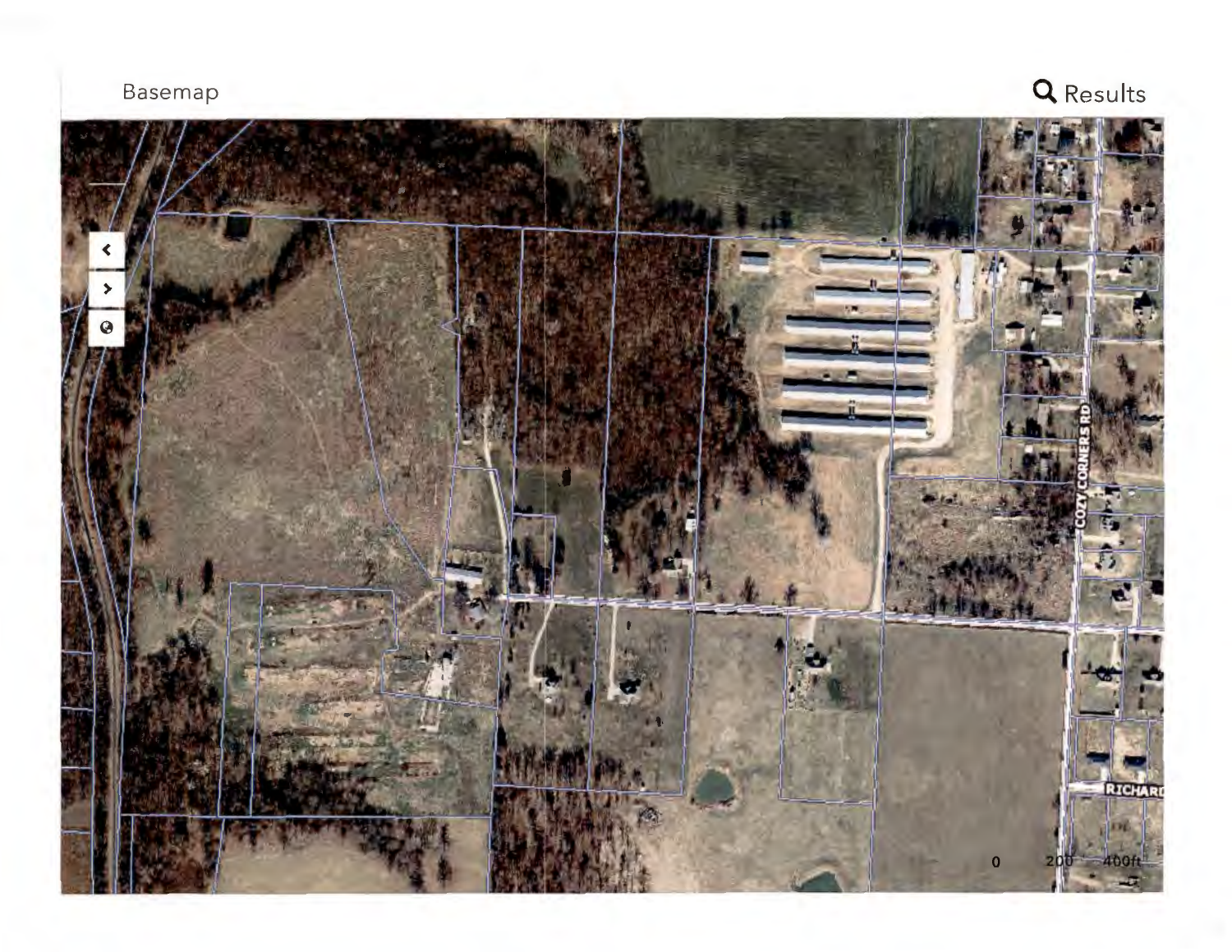Basemap

Results

COZY CORNERS RD

RICHARD

0 200 400ft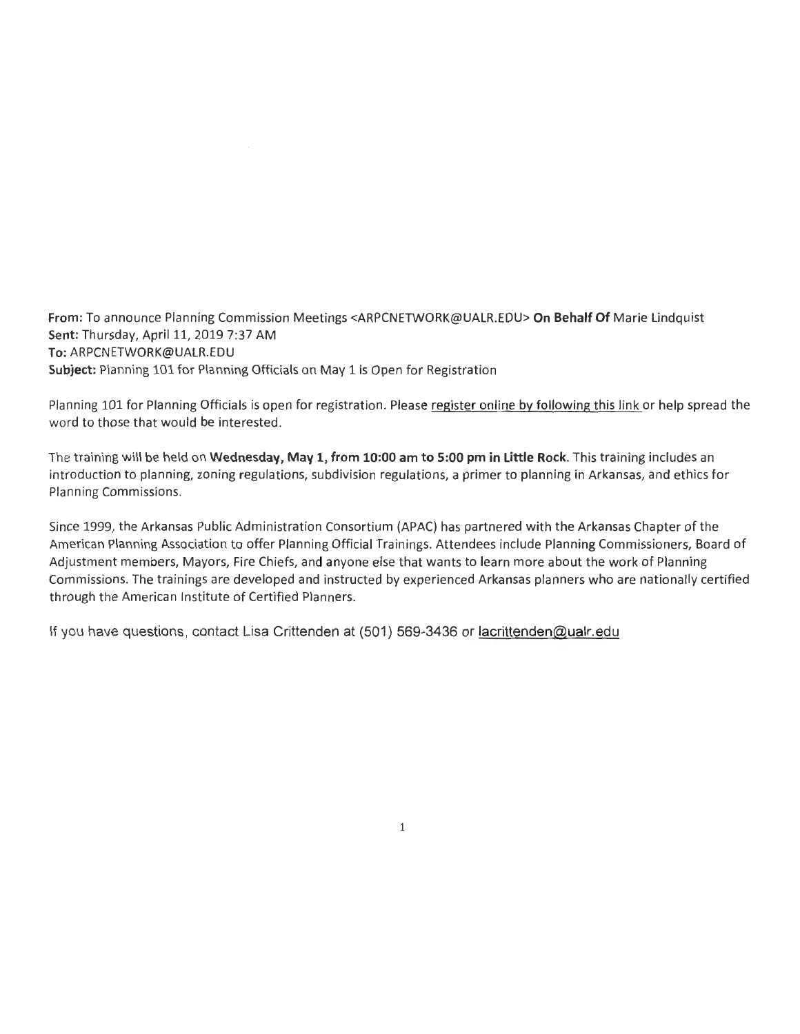**From:** To announce Planning Commission Meetings <ARPCNETWORK@UALR.EDU> **On Behalf Of** Marie Lindquist
**Sent:** Thursday, April 11, 2019 7:37 AM
**To:** ARPCNETWORK@UALR.EDU
**Subject:** Planning 101 for Planning Officials on May 1 is Open for Registration

Planning 101 for Planning Officials is open for registration. Please register online by following this link or help spread the word to those that would be interested.

The training will be held on **Wednesday, May 1, from 10:00 am to 5:00 pm in Little Rock**. This training includes an introduction to planning, zoning regulations, subdivision regulations, a primer to planning in Arkansas, and ethics for Planning Commissions.

Since 1999, the Arkansas Public Administration Consortium (APAC) has partnered with the Arkansas Chapter of the American Planning Association to offer Planning Official Trainings. Attendees include Planning Commissioners, Board of Adjustment members, Mayors, Fire Chiefs, and anyone else that wants to learn more about the work of Planning Commissions. The trainings are developed and instructed by experienced Arkansas planners who are nationally certified through the American Institute of Certified Planners.

If you have questions, contact Lisa Crittenden at (501) 569-3436 or lacrittenden@ualr.edu